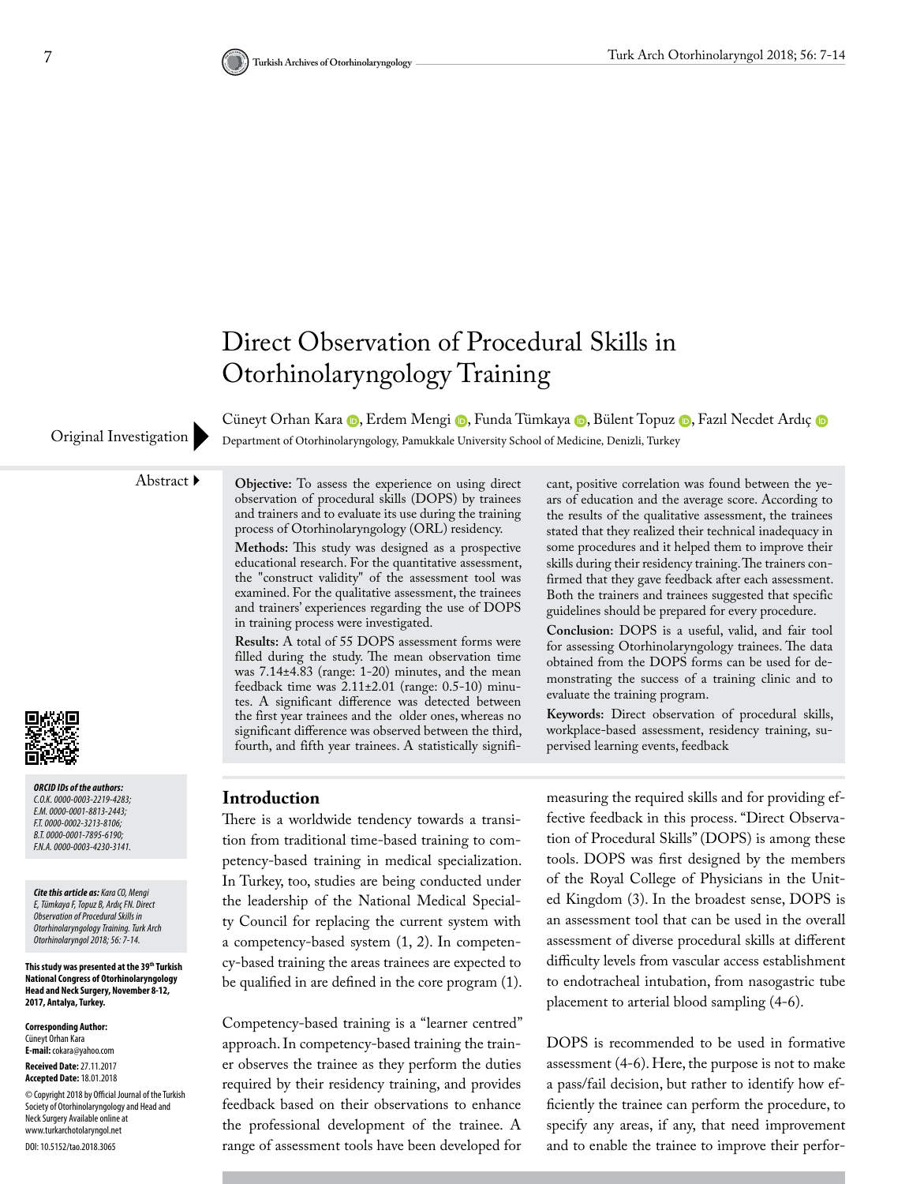# Direct Observation of Procedural Skills in Otorhinolaryngology Training

Cüneyt Orhan Kara, Erdem Mengi, Funda Tümkaya, Bülent Topuz, Fazıl Necdet Ardıç

Department of Otorhinolaryngology, Pamukkale University School of Medicine, Denizli, Turkey

Original Investigation

## Abstract

**Objective:** To assess the experience on using direct observation of procedural skills (DOPS) by trainees and trainers and to evaluate its use during the training process of Otorhinolaryngology (ORL) residency.

**Methods:** This study was designed as a prospective educational research. For the quantitative assessment, the "construct validity" of the assessment tool was examined. For the qualitative assessment, the trainees and trainers' experiences regarding the use of DOPS in training process were investigated.

**Results:** A total of 55 DOPS assessment forms were filled during the study. The mean observation time was 7.14±4.83 (range: 1-20) minutes, and the mean feedback time was 2.11±2.01 (range: 0.5-10) minutes. A significant difference was detected between the first year trainees and the older ones, whereas no significant difference was observed between the third, fourth, and fifth year trainees. A statistically significant, positive correlation was found between the years of education and the average score. According to the results of the qualitative assessment, the trainees stated that they realized their technical inadequacy in some procedures and it helped them to improve their skills during their residency training. The trainers confirmed that they gave feedback after each assessment. Both the trainers and trainees suggested that specific guidelines should be prepared for every procedure.

**Conclusion:** DOPS is a useful, valid, and fair tool for assessing Otorhinolaryngology trainees. The data obtained from the DOPS forms can be used for demonstrating the success of a training clinic and to evaluate the training program.

**Keywords:** Direct observation of procedural skills, workplace-based assessment, residency training, supervised learning events, feedback

*ORCID IDs of the authors:*
*C.O.K. 0000-0003-2219-4283;*
*E.M. 0000-0001-8813-2443;*
*F.T. 0000-0002-3213-8106;*
*B.T. 0000-0001-7895-6190;*
*F.N.A. 0000-0003-4230-3141.*

***Cite this article as:*** *Kara CO, Mengi E, Tümkaya F, Topuz B, Ardıç FN. Direct Observation of Procedural Skills in Otorhinolaryngology Training. Turk Arch Otorhinolaryngol 2018; 56: 7-14.*

**This study was presented at the 39th Turkish National Congress of Otorhinolaryngology Head and Neck Surgery, November 8-12, 2017, Antalya, Turkey.**

**Corresponding Author:**
Cüneyt Orhan Kara
**E-mail:** cokara@yahoo.com

**Received Date:** 27.11.2017
**Accepted Date:** 18.01.2018

© Copyright 2018 by Official Journal of the Turkish Society of Otorhinolaryngology and Head and Neck Surgery Available online at www.turkarchotolaryngol.net

DOI: 10.5152/tao.2018.3065

## Introduction

There is a worldwide tendency towards a transition from traditional time-based training to competency-based training in medical specialization. In Turkey, too, studies are being conducted under the leadership of the National Medical Specialty Council for replacing the current system with a competency-based system (1, 2). In competency-based training the areas trainees are expected to be qualified in are defined in the core program (1).

Competency-based training is a "learner centred" approach. In competency-based training the trainer observes the trainee as they perform the duties required by their residency training, and provides feedback based on their observations to enhance the professional development of the trainee. A range of assessment tools have been developed for measuring the required skills and for providing effective feedback in this process. "Direct Observation of Procedural Skills" (DOPS) is among these tools. DOPS was first designed by the members of the Royal College of Physicians in the United Kingdom (3). In the broadest sense, DOPS is an assessment tool that can be used in the overall assessment of diverse procedural skills at different difficulty levels from vascular access establishment to endotracheal intubation, from nasogastric tube placement to arterial blood sampling (4-6).

DOPS is recommended to be used in formative assessment (4-6). Here, the purpose is not to make a pass/fail decision, but rather to identify how efficiently the trainee can perform the procedure, to specify any areas, if any, that need improvement and to enable the trainee to improve their perfor-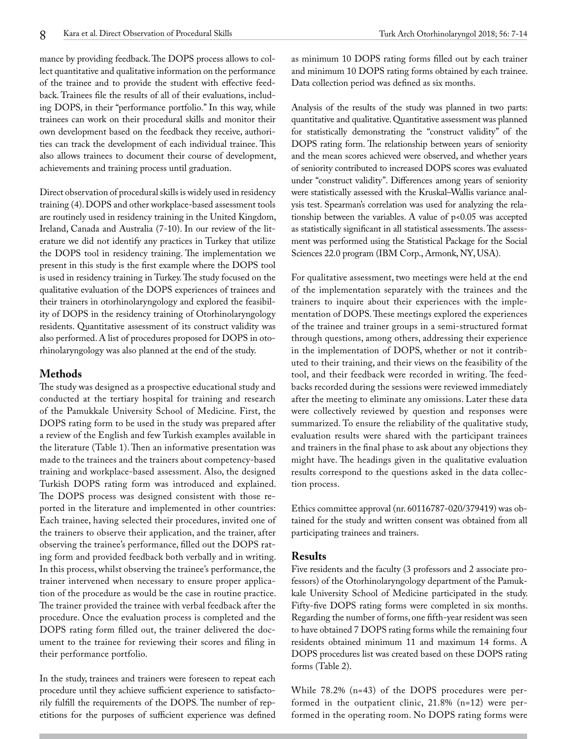mance by providing feedback. The DOPS process allows to collect quantitative and qualitative information on the performance of the trainee and to provide the student with effective feedback. Trainees file the results of all of their evaluations, including DOPS, in their "performance portfolio." In this way, while trainees can work on their procedural skills and monitor their own development based on the feedback they receive, authorities can track the development of each individual trainee. This also allows trainees to document their course of development, achievements and training process until graduation.

Direct observation of procedural skills is widely used in residency training (4). DOPS and other workplace-based assessment tools are routinely used in residency training in the United Kingdom, Ireland, Canada and Australia (7-10). In our review of the literature we did not identify any practices in Turkey that utilize the DOPS tool in residency training. The implementation we present in this study is the first example where the DOPS tool is used in residency training in Turkey. The study focused on the qualitative evaluation of the DOPS experiences of trainees and their trainers in otorhinolaryngology and explored the feasibility of DOPS in the residency training of Otorhinolaryngology residents. Quantitative assessment of its construct validity was also performed. A list of procedures proposed for DOPS in otorhinolaryngology was also planned at the end of the study.

## Methods

The study was designed as a prospective educational study and conducted at the tertiary hospital for training and research of the Pamukkale University School of Medicine. First, the DOPS rating form to be used in the study was prepared after a review of the English and few Turkish examples available in the literature (Table 1). Then an informative presentation was made to the trainees and the trainers about competency-based training and workplace-based assessment. Also, the designed Turkish DOPS rating form was introduced and explained. The DOPS process was designed consistent with those reported in the literature and implemented in other countries: Each trainee, having selected their procedures, invited one of the trainers to observe their application, and the trainer, after observing the trainee's performance, filled out the DOPS rating form and provided feedback both verbally and in writing. In this process, whilst observing the trainee's performance, the trainer intervened when necessary to ensure proper application of the procedure as would be the case in routine practice. The trainer provided the trainee with verbal feedback after the procedure. Once the evaluation process is completed and the DOPS rating form filled out, the trainer delivered the document to the trainee for reviewing their scores and filing in their performance portfolio.

In the study, trainees and trainers were foreseen to repeat each procedure until they achieve sufficient experience to satisfactorily fulfill the requirements of the DOPS. The number of repetitions for the purposes of sufficient experience was defined as minimum 10 DOPS rating forms filled out by each trainer and minimum 10 DOPS rating forms obtained by each trainee. Data collection period was defined as six months.

Analysis of the results of the study was planned in two parts: quantitative and qualitative. Quantitative assessment was planned for statistically demonstrating the "construct validity" of the DOPS rating form. The relationship between years of seniority and the mean scores achieved were observed, and whether years of seniority contributed to increased DOPS scores was evaluated under "construct validity". Differences among years of seniority were statistically assessed with the Kruskal–Wallis variance analysis test. Spearman's correlation was used for analyzing the relationship between the variables. A value of $p<0.05$ was accepted as statistically significant in all statistical assessments. The assessment was performed using the Statistical Package for the Social Sciences 22.0 program (IBM Corp., Armonk, NY, USA).

For qualitative assessment, two meetings were held at the end of the implementation separately with the trainees and the trainers to inquire about their experiences with the implementation of DOPS. These meetings explored the experiences of the trainee and trainer groups in a semi-structured format through questions, among others, addressing their experience in the implementation of DOPS, whether or not it contributed to their training, and their views on the feasibility of the tool, and their feedback were recorded in writing. The feedbacks recorded during the sessions were reviewed immediately after the meeting to eliminate any omissions. Later these data were collectively reviewed by question and responses were summarized. To ensure the reliability of the qualitative study, evaluation results were shared with the participant trainees and trainers in the final phase to ask about any objections they might have. The headings given in the qualitative evaluation results correspond to the questions asked in the data collection process.

Ethics committee approval (nr. 60116787-020/379419) was obtained for the study and written consent was obtained from all participating trainees and trainers.

## Results

Five residents and the faculty (3 professors and 2 associate professors) of the Otorhinolaryngology department of the Pamukkale University School of Medicine participated in the study. Fifty-five DOPS rating forms were completed in six months. Regarding the number of forms, one fifth-year resident was seen to have obtained 7 DOPS rating forms while the remaining four residents obtained minimum 11 and maximum 14 forms. A DOPS procedures list was created based on these DOPS rating forms (Table 2).

While 78.2% (n=43) of the DOPS procedures were performed in the outpatient clinic, 21.8% (n=12) were performed in the operating room. No DOPS rating forms were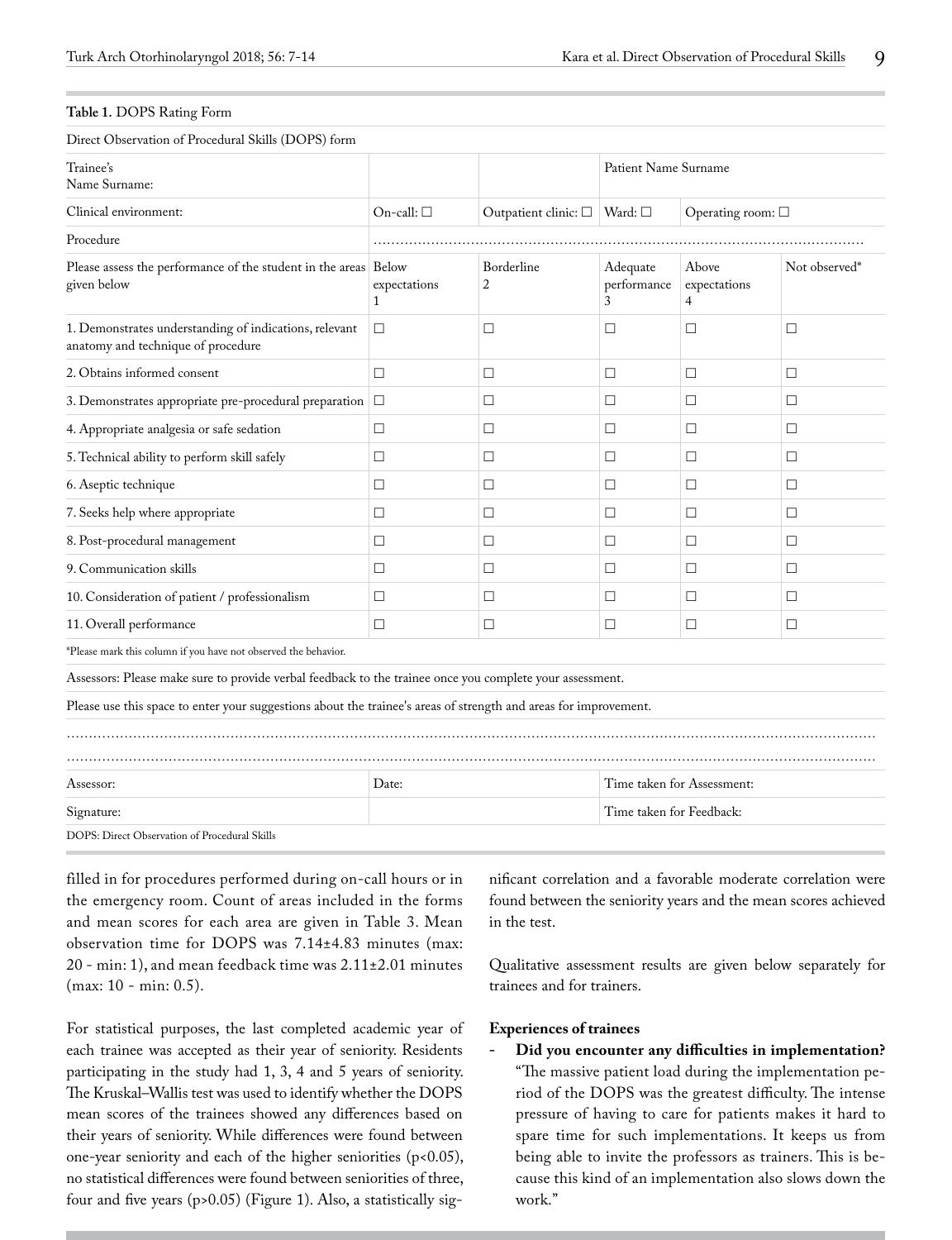**Table 1.** DOPS Rating Form

| Direct Observation of Procedural Skills (DOPS) form | | | | | |
|---|---|---|---|---|---|
| Trainee's Name Surname: | | | Patient Name Surname | | |
| Clinical environment: | On-call: ☐ | Outpatient clinic: ☐ | Ward: ☐ | Operating room: ☐ | |
| Procedure | ................................................................................................ | | | | |
| Please assess the performance of the student in the areas given below | Below expectations 1 | Borderline 2 | Adequate performance 3 | Above expectations 4 | Not observed* |
| 1. Demonstrates understanding of indications, relevant anatomy and technique of procedure | ☐ | ☐ | ☐ | ☐ | ☐ |
| 2. Obtains informed consent | ☐ | ☐ | ☐ | ☐ | ☐ |
| 3. Demonstrates appropriate pre-procedural preparation | ☐ | ☐ | ☐ | ☐ | ☐ |
| 4. Appropriate analgesia or safe sedation | ☐ | ☐ | ☐ | ☐ | ☐ |
| 5. Technical ability to perform skill safely | ☐ | ☐ | ☐ | ☐ | ☐ |
| 6. Aseptic technique | ☐ | ☐ | ☐ | ☐ | ☐ |
| 7. Seeks help where appropriate | ☐ | ☐ | ☐ | ☐ | ☐ |
| 8. Post-procedural management | ☐ | ☐ | ☐ | ☐ | ☐ |
| 9. Communication skills | ☐ | ☐ | ☐ | ☐ | ☐ |
| 10. Consideration of patient / professionalism | ☐ | ☐ | ☐ | ☐ | ☐ |
| 11. Overall performance | ☐ | ☐ | ☐ | ☐ | ☐ |
| *Please mark this column if you have not observed the behavior. | | | | | |
| Assessors: Please make sure to provide verbal feedback to the trainee once you complete your assessment. | | | | | |
| Please use this space to enter your suggestions about the trainee's areas of strength and areas for improvement. | | | | | |
| ................................................................................................ | | | | | |
| ................................................................................................ | | | | | |
| Assessor: | Date: | | Time taken for Assessment: | | |
| Signature: | | | Time taken for Feedback: | | |

DOPS: Direct Observation of Procedural Skills

filled in for procedures performed during on-call hours or in the emergency room. Count of areas included in the forms and mean scores for each area are given in Table 3. Mean observation time for DOPS was 7.14±4.83 minutes (max: 20 - min: 1), and mean feedback time was 2.11±2.01 minutes (max: 10 - min: 0.5).

For statistical purposes, the last completed academic year of each trainee was accepted as their year of seniority. Residents participating in the study had 1, 3, 4 and 5 years of seniority. The Kruskal–Wallis test was used to identify whether the DOPS mean scores of the trainees showed any differences based on their years of seniority. While differences were found between one-year seniority and each of the higher seniorities ($p<0.05$), no statistical differences were found between seniorities of three, four and five years ($p>0.05$) (Figure 1). Also, a statistically significant correlation and a favorable moderate correlation were found between the seniority years and the mean scores achieved in the test.

Qualitative assessment results are given below separately for trainees and for trainers.

**Experiences of trainees**

- **Did you encounter any difficulties in implementation?** "The massive patient load during the implementation period of the DOPS was the greatest difficulty. The intense pressure of having to care for patients makes it hard to spare time for such implementations. It keeps us from being able to invite the professors as trainers. This is because this kind of an implementation also slows down the work."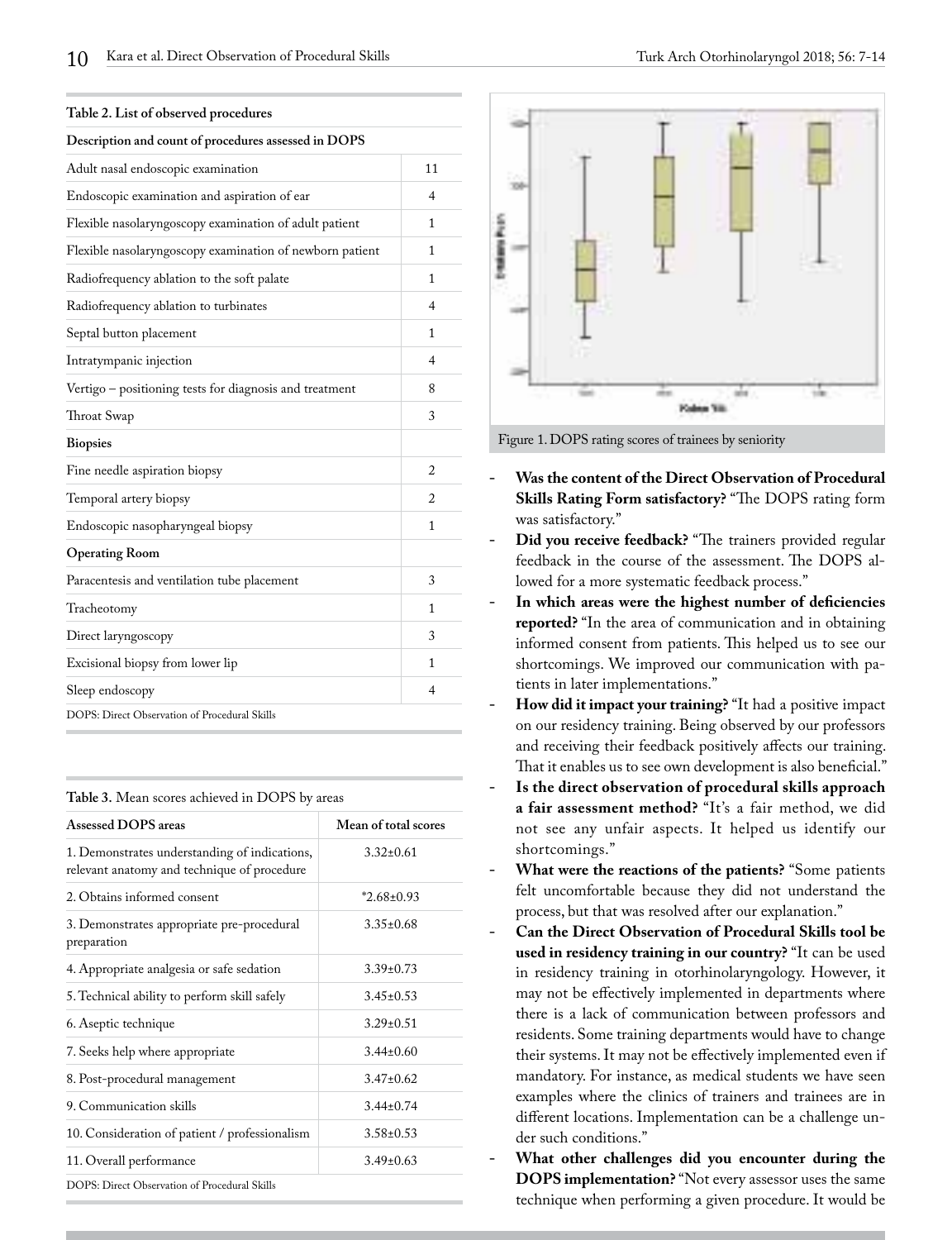**Table 2. List of observed procedures**

| Description and count of procedures assessed in DOPS | |
|---|---|
| Adult nasal endoscopic examination | 11 |
| Endoscopic examination and aspiration of ear | 4 |
| Flexible nasolaryngoscopy examination of adult patient | 1 |
| Flexible nasolaryngoscopy examination of newborn patient | 1 |
| Radiofrequency ablation to the soft palate | 1 |
| Radiofrequency ablation to turbinates | 4 |
| Septal button placement | 1 |
| Intratympanic injection | 4 |
| Vertigo – positioning tests for diagnosis and treatment | 8 |
| Throat Swap | 3 |
| **Biopsies** | |
| Fine needle aspiration biopsy | 2 |
| Temporal artery biopsy | 2 |
| Endoscopic nasopharyngeal biopsy | 1 |
| **Operating Room** | |
| Paracentesis and ventilation tube placement | 3 |
| Tracheotomy | 1 |
| Direct laryngoscopy | 3 |
| Excisional biopsy from lower lip | 1 |
| Sleep endoscopy | 4 |

DOPS: Direct Observation of Procedural Skills

**Table 3.** Mean scores achieved in DOPS by areas

| Assessed DOPS areas | Mean of total scores |
|---|---|
| 1. Demonstrates understanding of indications, relevant anatomy and technique of procedure | 3.32±0.61 |
| 2. Obtains informed consent | *2.68±0.93 |
| 3. Demonstrates appropriate pre-procedural preparation | 3.35±0.68 |
| 4. Appropriate analgesia or safe sedation | 3.39±0.73 |
| 5. Technical ability to perform skill safely | 3.45±0.53 |
| 6. Aseptic technique | 3.29±0.51 |
| 7. Seeks help where appropriate | 3.44±0.60 |
| 8. Post-procedural management | 3.47±0.62 |
| 9. Communication skills | 3.44±0.74 |
| 10. Consideration of patient / professionalism | 3.58±0.53 |
| 11. Overall performance | 3.49±0.63 |

DOPS: Direct Observation of Procedural Skills

Figure 1. DOPS rating scores of trainees by seniority

- **Was the content of the Direct Observation of Procedural Skills Rating Form satisfactory?** "The DOPS rating form was satisfactory."
- **Did you receive feedback?** "The trainers provided regular feedback in the course of the assessment. The DOPS allowed for a more systematic feedback process."
- **In which areas were the highest number of deficiencies reported?** "In the area of communication and in obtaining informed consent from patients. This helped us to see our shortcomings. We improved our communication with patients in later implementations."
- **How did it impact your training?** "It had a positive impact on our residency training. Being observed by our professors and receiving their feedback positively affects our training. That it enables us to see own development is also beneficial."
- **Is the direct observation of procedural skills approach a fair assessment method?** "It's a fair method, we did not see any unfair aspects. It helped us identify our shortcomings."
- **What were the reactions of the patients?** "Some patients felt uncomfortable because they did not understand the process, but that was resolved after our explanation."
- **Can the Direct Observation of Procedural Skills tool be used in residency training in our country?** "It can be used in residency training in otorhinolaryngology. However, it may not be effectively implemented in departments where there is a lack of communication between professors and residents. Some training departments would have to change their systems. It may not be effectively implemented even if mandatory. For instance, as medical students we have seen examples where the clinics of trainers and trainees are in different locations. Implementation can be a challenge under such conditions."
- **What other challenges did you encounter during the DOPS implementation?** "Not every assessor uses the same technique when performing a given procedure. It would be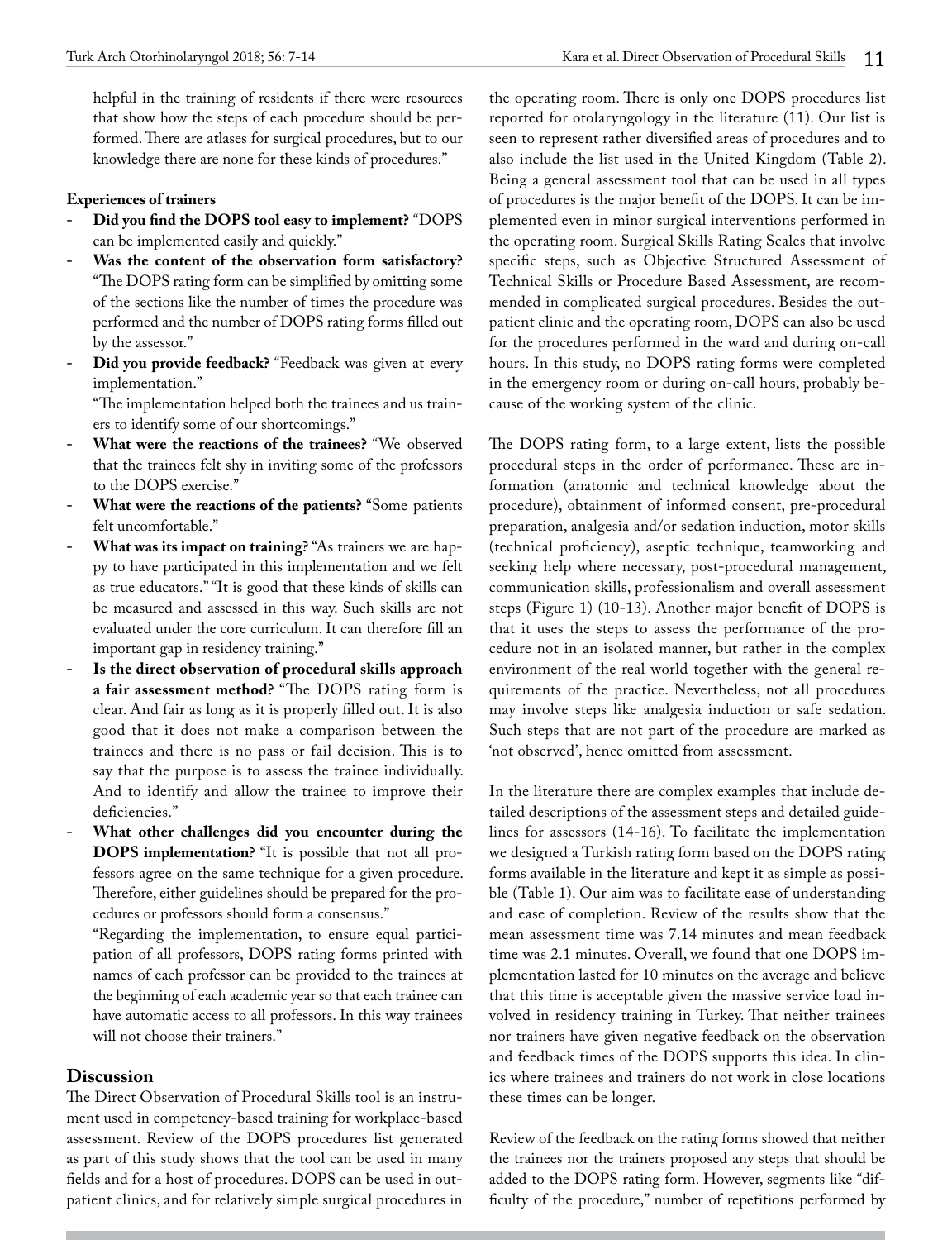helpful in the training of residents if there were resources that show how the steps of each procedure should be performed. There are atlases for surgical procedures, but to our knowledge there are none for these kinds of procedures."

**Experiences of trainers**

- **Did you find the DOPS tool easy to implement?** "DOPS can be implemented easily and quickly."
- **Was the content of the observation form satisfactory?** "The DOPS rating form can be simplified by omitting some of the sections like the number of times the procedure was performed and the number of DOPS rating forms filled out by the assessor."
- **Did you provide feedback?** "Feedback was given at every implementation."
  "The implementation helped both the trainees and us trainers to identify some of our shortcomings."
- **What were the reactions of the trainees?** "We observed that the trainees felt shy in inviting some of the professors to the DOPS exercise."
- **What were the reactions of the patients?** "Some patients felt uncomfortable."
- **What was its impact on training?** "As trainers we are happy to have participated in this implementation and we felt as true educators." "It is good that these kinds of skills can be measured and assessed in this way. Such skills are not evaluated under the core curriculum. It can therefore fill an important gap in residency training."
- **Is the direct observation of procedural skills approach a fair assessment method?** "The DOPS rating form is clear. And fair as long as it is properly filled out. It is also good that it does not make a comparison between the trainees and there is no pass or fail decision. This is to say that the purpose is to assess the trainee individually. And to identify and allow the trainee to improve their deficiencies."
- **What other challenges did you encounter during the DOPS implementation?** "It is possible that not all professors agree on the same technique for a given procedure. Therefore, either guidelines should be prepared for the procedures or professors should form a consensus."
  "Regarding the implementation, to ensure equal participation of all professors, DOPS rating forms printed with names of each professor can be provided to the trainees at the beginning of each academic year so that each trainee can have automatic access to all professors. In this way trainees will not choose their trainers."

## Discussion

The Direct Observation of Procedural Skills tool is an instrument used in competency-based training for workplace-based assessment. Review of the DOPS procedures list generated as part of this study shows that the tool can be used in many fields and for a host of procedures. DOPS can be used in outpatient clinics, and for relatively simple surgical procedures in the operating room. There is only one DOPS procedures list reported for otolaryngology in the literature (11). Our list is seen to represent rather diversified areas of procedures and to also include the list used in the United Kingdom (Table 2). Being a general assessment tool that can be used in all types of procedures is the major benefit of the DOPS. It can be implemented even in minor surgical interventions performed in the operating room. Surgical Skills Rating Scales that involve specific steps, such as Objective Structured Assessment of Technical Skills or Procedure Based Assessment, are recommended in complicated surgical procedures. Besides the outpatient clinic and the operating room, DOPS can also be used for the procedures performed in the ward and during on-call hours. In this study, no DOPS rating forms were completed in the emergency room or during on-call hours, probably because of the working system of the clinic.

The DOPS rating form, to a large extent, lists the possible procedural steps in the order of performance. These are information (anatomic and technical knowledge about the procedure), obtainment of informed consent, pre-procedural preparation, analgesia and/or sedation induction, motor skills (technical proficiency), aseptic technique, teamworking and seeking help where necessary, post-procedural management, communication skills, professionalism and overall assessment steps (Figure 1) (10-13). Another major benefit of DOPS is that it uses the steps to assess the performance of the procedure not in an isolated manner, but rather in the complex environment of the real world together with the general requirements of the practice. Nevertheless, not all procedures may involve steps like analgesia induction or safe sedation. Such steps that are not part of the procedure are marked as 'not observed', hence omitted from assessment.

In the literature there are complex examples that include detailed descriptions of the assessment steps and detailed guidelines for assessors (14-16). To facilitate the implementation we designed a Turkish rating form based on the DOPS rating forms available in the literature and kept it as simple as possible (Table 1). Our aim was to facilitate ease of understanding and ease of completion. Review of the results show that the mean assessment time was 7.14 minutes and mean feedback time was 2.1 minutes. Overall, we found that one DOPS implementation lasted for 10 minutes on the average and believe that this time is acceptable given the massive service load involved in residency training in Turkey. That neither trainees nor trainers have given negative feedback on the observation and feedback times of the DOPS supports this idea. In clinics where trainees and trainers do not work in close locations these times can be longer.

Review of the feedback on the rating forms showed that neither the trainees nor the trainers proposed any steps that should be added to the DOPS rating form. However, segments like "difficulty of the procedure," number of repetitions performed by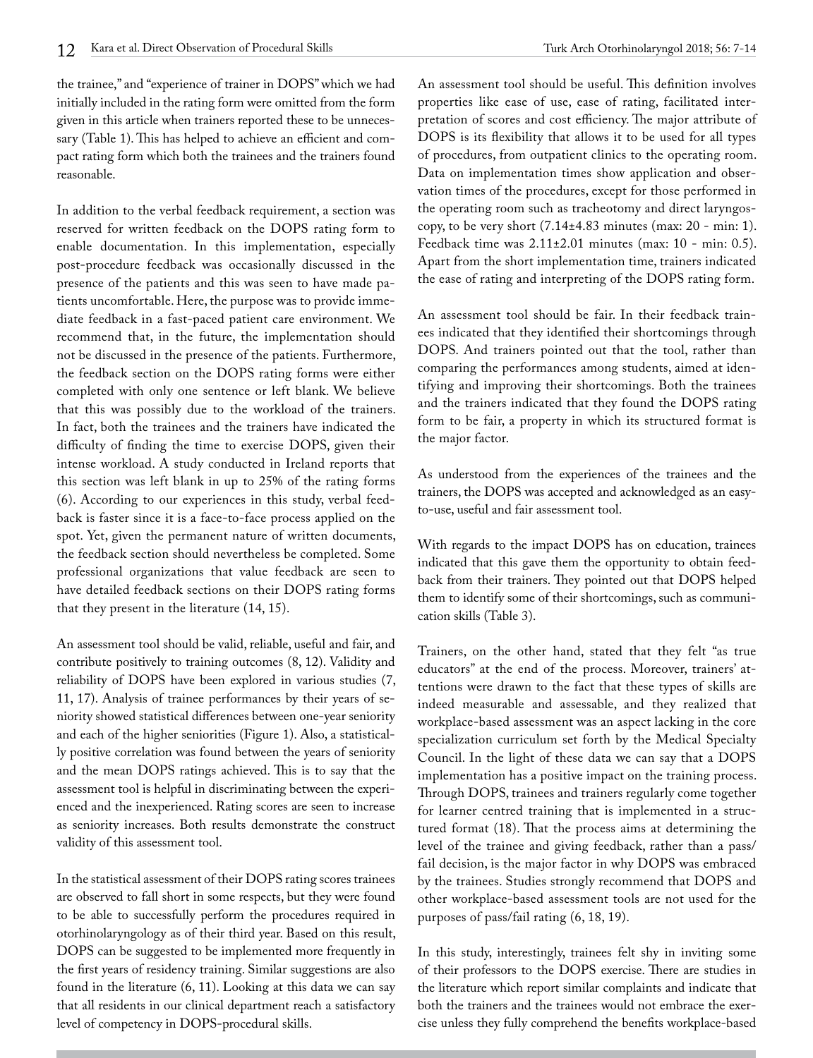the trainee," and "experience of trainer in DOPS" which we had initially included in the rating form were omitted from the form given in this article when trainers reported these to be unnecessary (Table 1). This has helped to achieve an efficient and compact rating form which both the trainees and the trainers found reasonable.

In addition to the verbal feedback requirement, a section was reserved for written feedback on the DOPS rating form to enable documentation. In this implementation, especially post-procedure feedback was occasionally discussed in the presence of the patients and this was seen to have made patients uncomfortable. Here, the purpose was to provide immediate feedback in a fast-paced patient care environment. We recommend that, in the future, the implementation should not be discussed in the presence of the patients. Furthermore, the feedback section on the DOPS rating forms were either completed with only one sentence or left blank. We believe that this was possibly due to the workload of the trainers. In fact, both the trainees and the trainers have indicated the difficulty of finding the time to exercise DOPS, given their intense workload. A study conducted in Ireland reports that this section was left blank in up to 25% of the rating forms (6). According to our experiences in this study, verbal feedback is faster since it is a face-to-face process applied on the spot. Yet, given the permanent nature of written documents, the feedback section should nevertheless be completed. Some professional organizations that value feedback are seen to have detailed feedback sections on their DOPS rating forms that they present in the literature (14, 15).

An assessment tool should be valid, reliable, useful and fair, and contribute positively to training outcomes (8, 12). Validity and reliability of DOPS have been explored in various studies (7, 11, 17). Analysis of trainee performances by their years of seniority showed statistical differences between one-year seniority and each of the higher seniorities (Figure 1). Also, a statistically positive correlation was found between the years of seniority and the mean DOPS ratings achieved. This is to say that the assessment tool is helpful in discriminating between the experienced and the inexperienced. Rating scores are seen to increase as seniority increases. Both results demonstrate the construct validity of this assessment tool.

In the statistical assessment of their DOPS rating scores trainees are observed to fall short in some respects, but they were found to be able to successfully perform the procedures required in otorhinolaryngology as of their third year. Based on this result, DOPS can be suggested to be implemented more frequently in the first years of residency training. Similar suggestions are also found in the literature (6, 11). Looking at this data we can say that all residents in our clinical department reach a satisfactory level of competency in DOPS-procedural skills.

An assessment tool should be useful. This definition involves properties like ease of use, ease of rating, facilitated interpretation of scores and cost efficiency. The major attribute of DOPS is its flexibility that allows it to be used for all types of procedures, from outpatient clinics to the operating room. Data on implementation times show application and observation times of the procedures, except for those performed in the operating room such as tracheotomy and direct laryngoscopy, to be very short (7.14±4.83 minutes (max: 20 - min: 1). Feedback time was 2.11±2.01 minutes (max: 10 - min: 0.5). Apart from the short implementation time, trainers indicated the ease of rating and interpreting of the DOPS rating form.

An assessment tool should be fair. In their feedback trainees indicated that they identified their shortcomings through DOPS. And trainers pointed out that the tool, rather than comparing the performances among students, aimed at identifying and improving their shortcomings. Both the trainees and the trainers indicated that they found the DOPS rating form to be fair, a property in which its structured format is the major factor.

As understood from the experiences of the trainees and the trainers, the DOPS was accepted and acknowledged as an easy-to-use, useful and fair assessment tool.

With regards to the impact DOPS has on education, trainees indicated that this gave them the opportunity to obtain feedback from their trainers. They pointed out that DOPS helped them to identify some of their shortcomings, such as communication skills (Table 3).

Trainers, on the other hand, stated that they felt "as true educators" at the end of the process. Moreover, trainers' attentions were drawn to the fact that these types of skills are indeed measurable and assessable, and they realized that workplace-based assessment was an aspect lacking in the core specialization curriculum set forth by the Medical Specialty Council. In the light of these data we can say that a DOPS implementation has a positive impact on the training process. Through DOPS, trainees and trainers regularly come together for learner centred training that is implemented in a structured format (18). That the process aims at determining the level of the trainee and giving feedback, rather than a pass/fail decision, is the major factor in why DOPS was embraced by the trainees. Studies strongly recommend that DOPS and other workplace-based assessment tools are not used for the purposes of pass/fail rating (6, 18, 19).

In this study, interestingly, trainees felt shy in inviting some of their professors to the DOPS exercise. There are studies in the literature which report similar complaints and indicate that both the trainers and the trainees would not embrace the exercise unless they fully comprehend the benefits workplace-based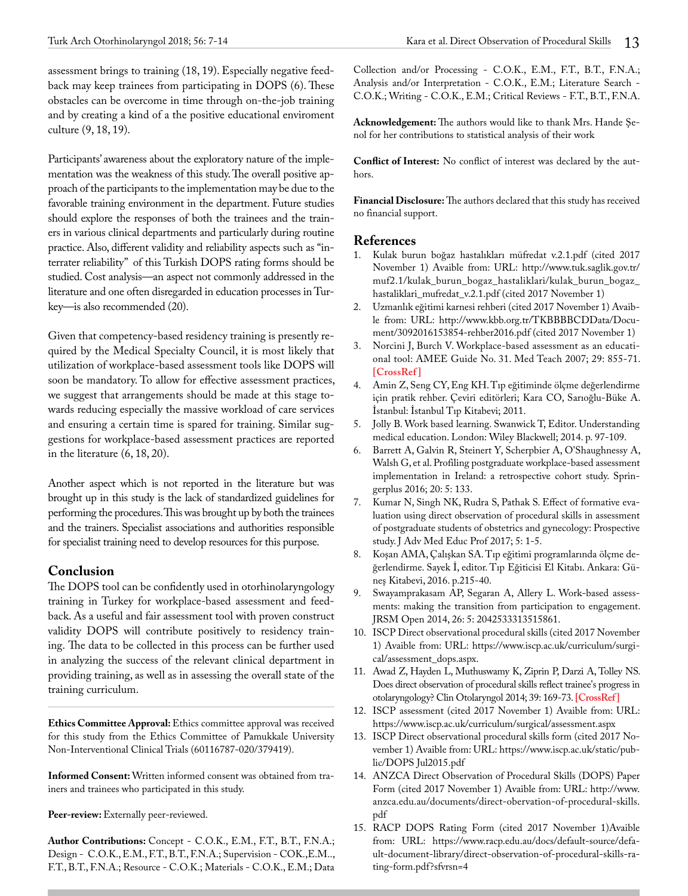assessment brings to training (18, 19). Especially negative feedback may keep trainees from participating in DOPS (6). These obstacles can be overcome in time through on-the-job training and by creating a kind of a the positive educational enviroment culture (9, 18, 19).

Participants' awareness about the exploratory nature of the implementation was the weakness of this study. The overall positive approach of the participants to the implementation may be due to the favorable training environment in the department. Future studies should explore the responses of both the trainees and the trainers in various clinical departments and particularly during routine practice. Also, different validity and reliability aspects such as "interrater reliability" of this Turkish DOPS rating forms should be studied. Cost analysis—an aspect not commonly addressed in the literature and one often disregarded in education processes in Turkey—is also recommended (20).

Given that competency-based residency training is presently required by the Medical Specialty Council, it is most likely that utilization of workplace-based assessment tools like DOPS will soon be mandatory. To allow for effective assessment practices, we suggest that arrangements should be made at this stage towards reducing especially the massive workload of care services and ensuring a certain time is spared for training. Similar suggestions for workplace-based assessment practices are reported in the literature (6, 18, 20).

Another aspect which is not reported in the literature but was brought up in this study is the lack of standardized guidelines for performing the procedures. This was brought up by both the trainees and the trainers. Specialist associations and authorities responsible for specialist training need to develop resources for this purpose.

## Conclusion

The DOPS tool can be confidently used in otorhinolaryngology training in Turkey for workplace-based assessment and feedback. As a useful and fair assessment tool with proven construct validity DOPS will contribute positively to residency training. The data to be collected in this process can be further used in analyzing the success of the relevant clinical department in providing training, as well as in assessing the overall state of the training curriculum.

**Ethics Committee Approval:** Ethics committee approval was received for this study from the Ethics Committee of Pamukkale University Non-Interventional Clinical Trials (60116787-020/379419).

**Informed Consent:** Written informed consent was obtained from trainers and trainees who participated in this study.

**Peer-review:** Externally peer-reviewed.

**Author Contributions:** Concept - C.O.K., E.M., F.T., B.T., F.N.A.; Design - C.O.K., E.M., F.T., B.T., F.N.A.; Supervision - COK.,E.M.., F.T., B.T., F.N.A.; Resource - C.O.K.; Materials - C.O.K., E.M.; Data Collection and/or Processing - C.O.K., E.M., F.T., B.T., F.N.A.; Analysis and/or Interpretation - C.O.K., E.M.; Literature Search - C.O.K.; Writing - C.O.K., E.M.; Critical Reviews - F.T., B.T., F.N.A.

**Acknowledgement:** The authors would like to thank Mrs. Hande Şenol for her contributions to statistical analysis of their work

**Conflict of Interest:** No conflict of interest was declared by the authors.

**Financial Disclosure:** The authors declared that this study has received no financial support.

## References

1. Kulak burun boğaz hastalıkları müfredat v.2.1.pdf (cited 2017 November 1) Avaible from: URL: http://www.tuk.saglik.gov.tr/muf2.1/kulak_burun_bogaz_hastaliklari/kulak_burun_bogaz_hastaliklari_mufredat_v.2.1.pdf (cited 2017 November 1)
2. Uzmanlık eğitimi karnesi rehberi (cited 2017 November 1) Avaible from: URL: http://www.kbb.org.tr/TKBBBBCDData/Document/3092016153854-rehber2016.pdf (cited 2017 November 1)
3. Norcini J, Burch V. Workplace-based assessment as an educational tool: AMEE Guide No. 31. Med Teach 2007; 29: 855-71. [CrossRef]
4. Amin Z, Seng CY, Eng KH. Tıp eğitiminde ölçme değerlendirme için pratik rehber. Çeviri editörleri; Kara CO, Sarıoğlu-Büke A. İstanbul: İstanbul Tıp Kitabevi; 2011.
5. Jolly B. Work based learning. Swanwick T, Editor. Understanding medical education. London: Wiley Blackwell; 2014. p. 97-109.
6. Barrett A, Galvin R, Steinert Y, Scherpbier A, O'Shaughnessy A, Walsh G, et al. Profiling postgraduate workplace-based assessment implementation in Ireland: a retrospective cohort study. Springerplus 2016; 20: 5: 133.
7. Kumar N, Singh NK, Rudra S, Pathak S. Effect of formative evaluation using direct observation of procedural skills in assessment of postgraduate students of obstetrics and gynecology: Prospective study. J Adv Med Educ Prof 2017; 5: 1-5.
8. Koşan AMA, Çalışkan SA. Tıp eğitimi programlarında ölçme değerlendirme. Sayek İ, editor. Tıp Eğiticisi El Kitabı. Ankara: Güneş Kitabevi, 2016. p.215-40.
9. Swayamprakasam AP, Segaran A, Allery L. Work-based assessments: making the transition from participation to engagement. JRSM Open 2014, 26: 5: 2042533313515861.
10. ISCP Direct observational procedural skills (cited 2017 November 1) Avaible from: URL: https://www.iscp.ac.uk/curriculum/surgical/assessment_dops.aspx.
11. Awad Z, Hayden L, Muthuswamy K, Ziprin P, Darzi A, Tolley NS. Does direct observation of procedural skills reflect trainee's progress in otolaryngology? Clin Otolaryngol 2014; 39: 169-73. [CrossRef]
12. ISCP assessment (cited 2017 November 1) Avaible from: URL: https://www.iscp.ac.uk/curriculum/surgical/assessment.aspx
13. ISCP Direct observational procedural skills form (cited 2017 November 1) Avaible from: URL: https://www.iscp.ac.uk/static/public/DOPS Jul2015.pdf
14. ANZCA Direct Observation of Procedural Skills (DOPS) Paper Form (cited 2017 November 1) Avaible from: URL: http://www.anzca.edu.au/documents/direct-obervation-of-procedural-skills.pdf
15. RACP DOPS Rating Form (cited 2017 November 1)Avaible from: URL: https://www.racp.edu.au/docs/default-source/default-document-library/direct-observation-of-procedural-skills-rating-form.pdf?sfvrsn=4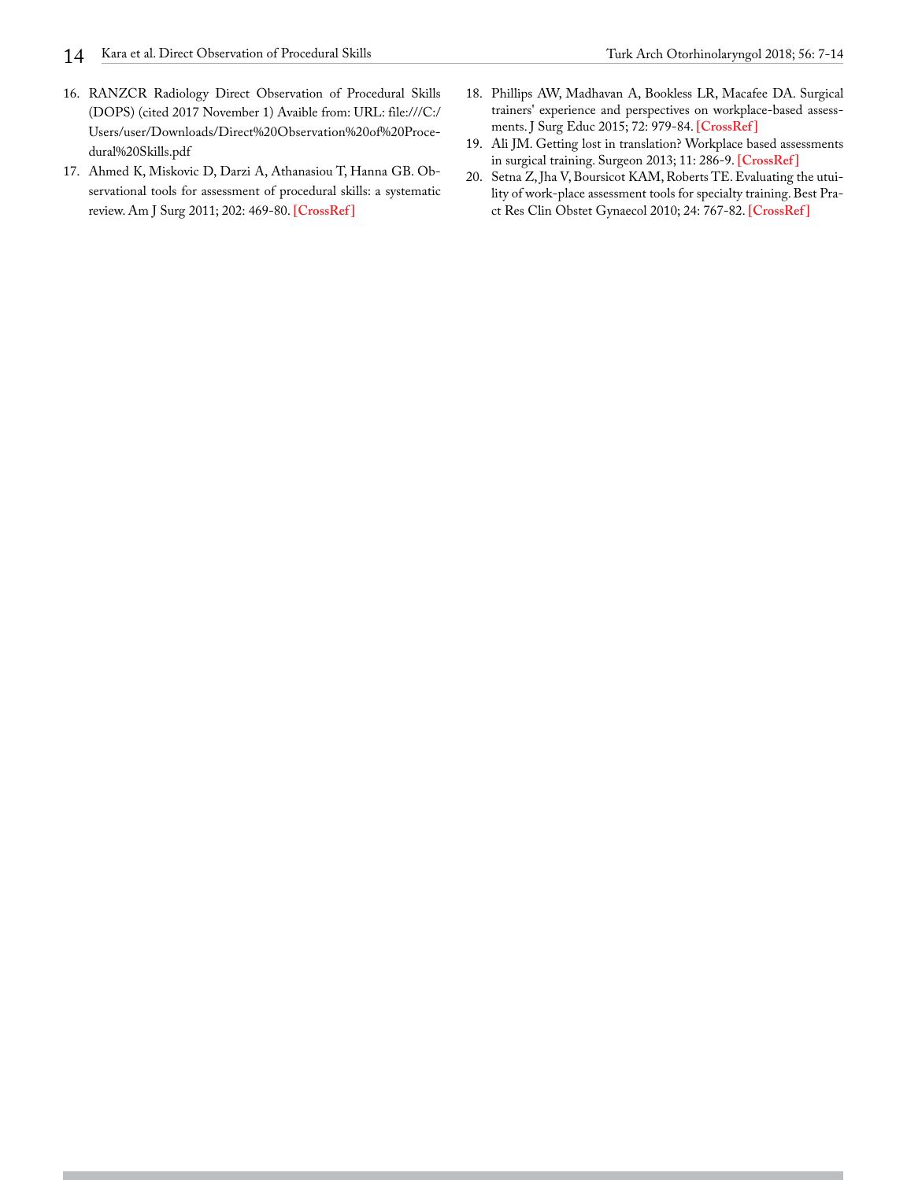16. RANZCR Radiology Direct Observation of Procedural Skills (DOPS) (cited 2017 November 1) Avaible from: URL: file:///C:/Users/user/Downloads/Direct%20Observation%20of%20Procedural%20Skills.pdf
17. Ahmed K, Miskovic D, Darzi A, Athanasiou T, Hanna GB. Observational tools for assessment of procedural skills: a systematic review. Am J Surg 2011; 202: 469-80. [CrossRef]
18. Phillips AW, Madhavan A, Bookless LR, Macafee DA. Surgical trainers' experience and perspectives on workplace-based assessments. J Surg Educ 2015; 72: 979-84. [CrossRef]
19. Ali JM. Getting lost in translation? Workplace based assessments in surgical training. Surgeon 2013; 11: 286-9. [CrossRef]
20. Setna Z, Jha V, Boursicot KAM, Roberts TE. Evaluating the utuility of work-place assessment tools for specialty training. Best Pract Res Clin Obstet Gynaecol 2010; 24: 767-82. [CrossRef]